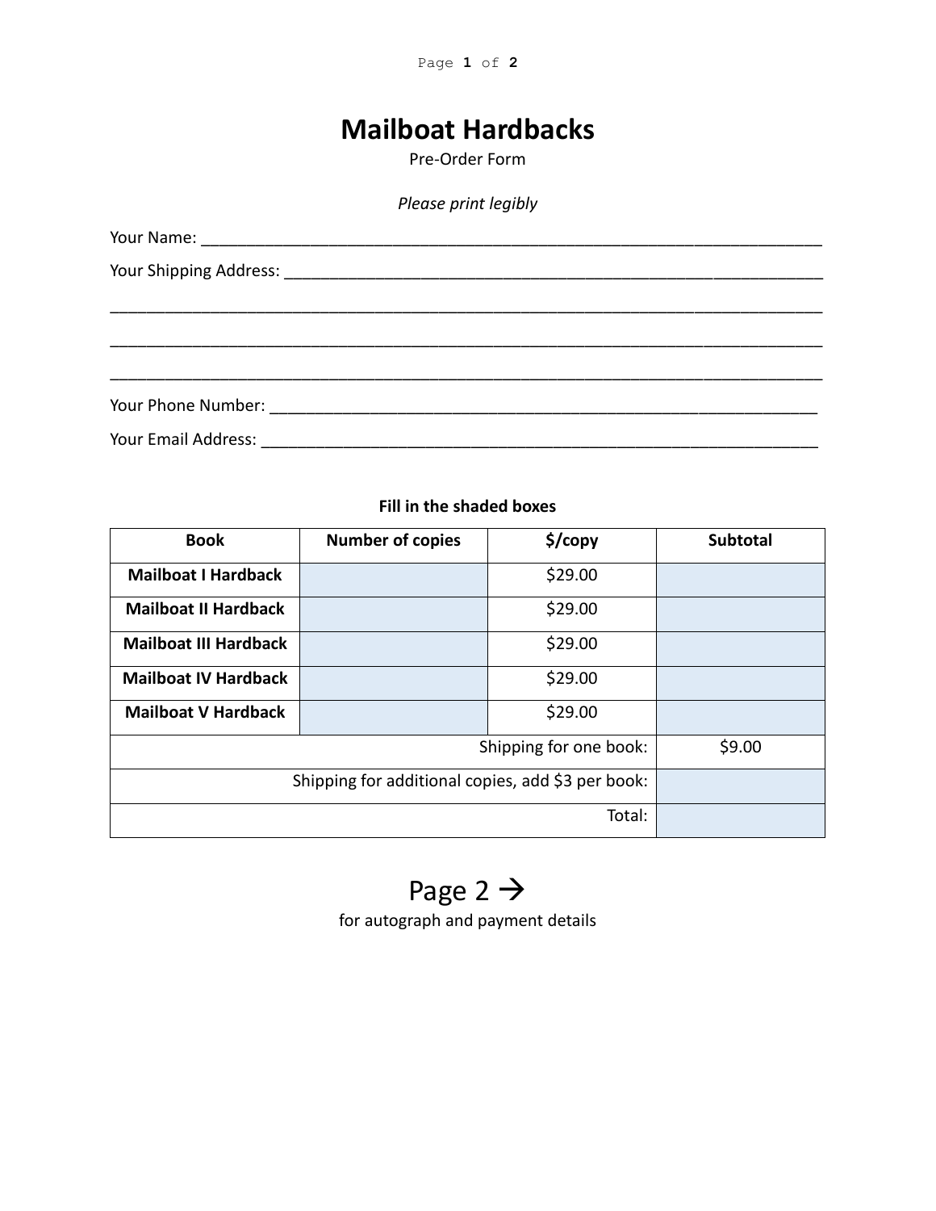# Mailboat Hardbacks

Pre-Order Form

*Please print legibly*

Your Name: ___________________________________________________________________

Your Shipping Address: ________________________________________________________

_____________________________________________________________________________

_____________________________________________________________________________

_____________________________________________________________________________

Your Phone Number: ___________________________________________________________

Your Email Address: ___________________________________________________________

**Fill in the shaded boxes**

| Book | Number of copies | $/copy | Subtotal |
|---|---|---|---|
| **Mailboat I Hardback** | | $29.00 | |
| **Mailboat II Hardback** | | $29.00 | |
| **Mailboat III Hardback** | | $29.00 | |
| **Mailboat IV Hardback** | | $29.00 | |
| **Mailboat V Hardback** | | $29.00 | |
| | | Shipping for one book: | $9.00 |
| | | Shipping for additional copies, add $3 per book: | |
| | | Total: | |

Page 2 →

for autograph and payment details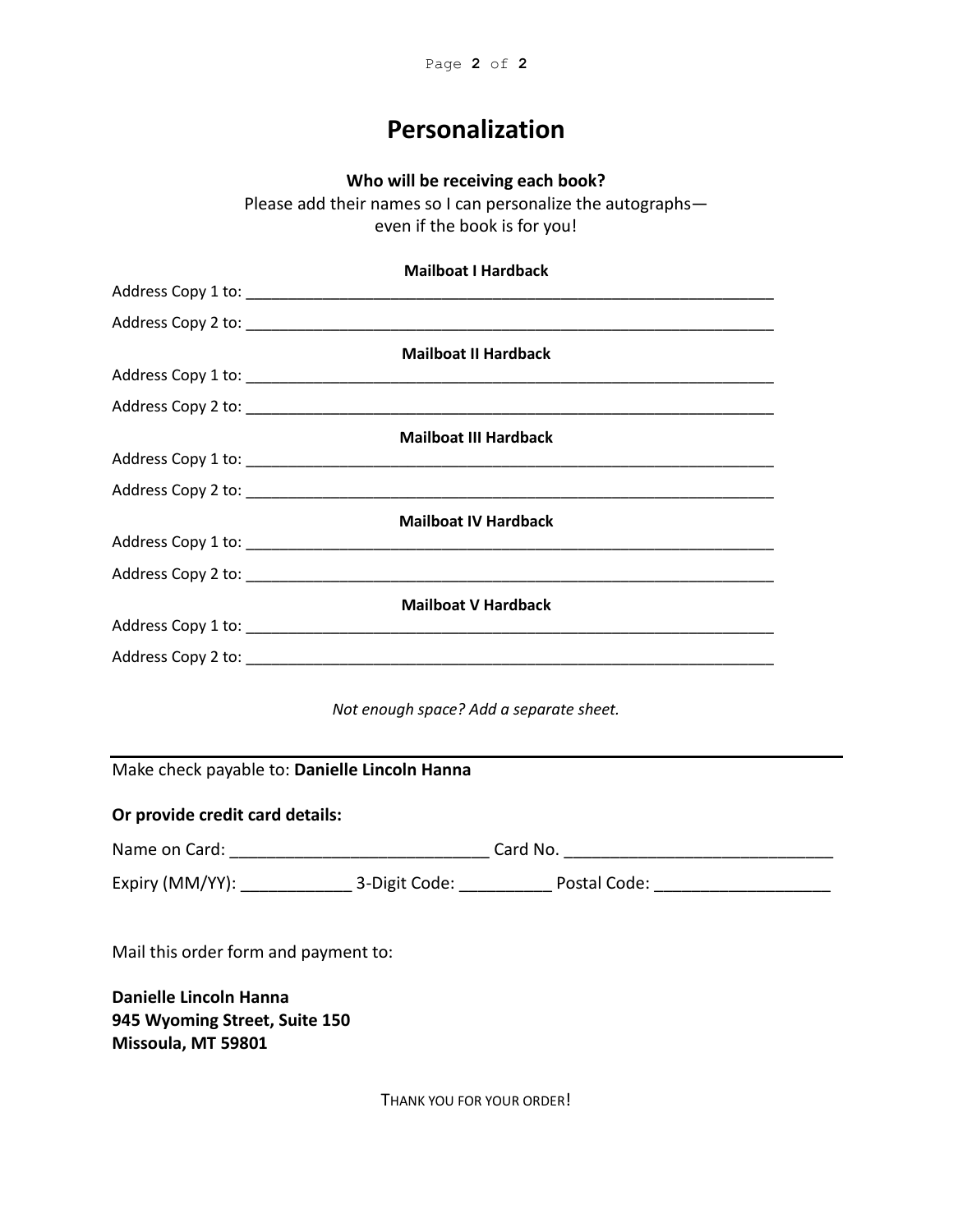# Personalization

**Who will be receiving each book?**

Please add their names so I can personalize the autographs—
even if the book is for you!

**Mailboat I Hardback**

Address Copy 1 to: ________________________________________________________________

Address Copy 2 to: ________________________________________________________________

**Mailboat II Hardback**

Address Copy 1 to: ________________________________________________________________

Address Copy 2 to: ________________________________________________________________

**Mailboat III Hardback**

Address Copy 1 to: ________________________________________________________________

Address Copy 2 to: ________________________________________________________________

**Mailboat IV Hardback**

Address Copy 1 to: ________________________________________________________________

Address Copy 2 to: ________________________________________________________________

**Mailboat V Hardback**

Address Copy 1 to: ________________________________________________________________

Address Copy 2 to: ________________________________________________________________

*Not enough space? Add a separate sheet.*

---

Make check payable to: **Danielle Lincoln Hanna**

**Or provide credit card details:**

Name on Card: ____________________________ Card No. _____________________________

Expiry (MM/YY): ____________ 3-Digit Code: __________ Postal Code: ___________________

Mail this order form and payment to:

**Danielle Lincoln Hanna**
**945 Wyoming Street, Suite 150**
**Missoula, MT 59801**

THANK YOU FOR YOUR ORDER!